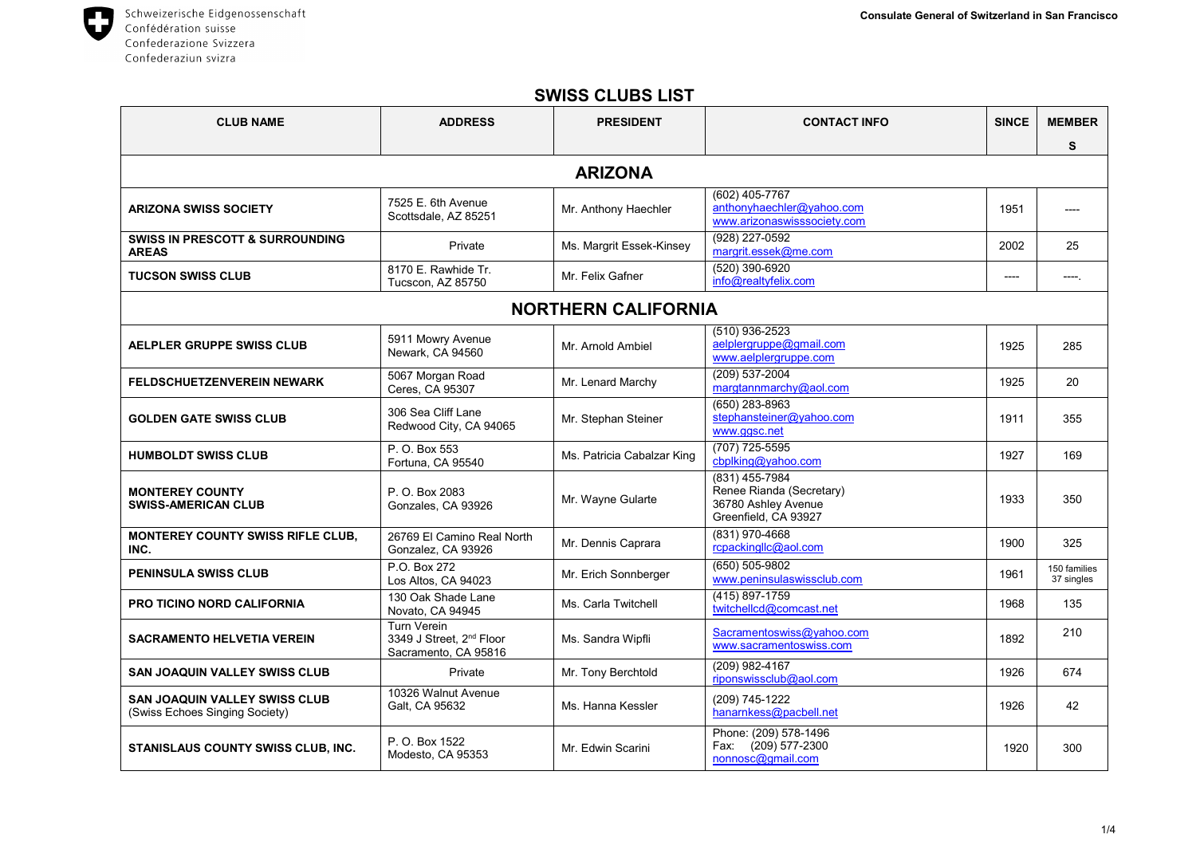Schweizerische Eidgenossenschaft
Confédération suisse
Confederazione Svizzera
Confederaziun svizra

**Consulate General of Switzerland in San Francisco**

## SWISS CLUBS LIST

| CLUB NAME | ADDRESS | PRESIDENT | CONTACT INFO | SINCE | MEMBERS |
|---|---|---|---|---|---|
| **ARIZONA** | | | | | |
| **ARIZONA SWISS SOCIETY** | 7525 E. 6th Avenue Scottsdale, AZ 85251 | Mr. Anthony Haechler | (602) 405-7767 anthonyhaechler@yahoo.com www.arizonaswisssociety.com | 1951 | ---- |
| **SWISS IN PRESCOTT & SURROUNDING AREAS** | Private | Ms. Margrit Essek-Kinsey | (928) 227-0592 margrit.essek@me.com | 2002 | 25 |
| **TUCSON SWISS CLUB** | 8170 E. Rawhide Tr. Tucscon, AZ 85750 | Mr. Felix Gafner | (520) 390-6920 info@realtyfelix.com | ---- | ----. |
| **NORTHERN CALIFORNIA** | | | | | |
| **AELPLER GRUPPE SWISS CLUB** | 5911 Mowry Avenue Newark, CA 94560 | Mr. Arnold Ambiel | (510) 936-2523 aelplergruppe@gmail.com www.aelplergruppe.com | 1925 | 285 |
| **FELDSCHUETZENVEREIN NEWARK** | 5067 Morgan Road Ceres, CA 95307 | Mr. Lenard Marchy | (209) 537-2004 margtannmarchy@aol.com | 1925 | 20 |
| **GOLDEN GATE SWISS CLUB** | 306 Sea Cliff Lane Redwood City, CA 94065 | Mr. Stephan Steiner | (650) 283-8963 stephansteiner@yahoo.com www.ggsc.net | 1911 | 355 |
| **HUMBOLDT SWISS CLUB** | P. O. Box 553 Fortuna, CA 95540 | Ms. Patricia Cabalzar King | (707) 725-5595 cbplking@yahoo.com | 1927 | 169 |
| **MONTEREY COUNTY SWISS-AMERICAN CLUB** | P. O. Box 2083 Gonzales, CA 93926 | Mr. Wayne Gularte | (831) 455-7984 Renee Rianda (Secretary) 36780 Ashley Avenue Greenfield, CA 93927 | 1933 | 350 |
| **MONTEREY COUNTY SWISS RIFLE CLUB, INC.** | 26769 El Camino Real North Gonzalez, CA 93926 | Mr. Dennis Caprara | (831) 970-4668 rcpackingllc@aol.com | 1900 | 325 |
| **PENINSULA SWISS CLUB** | P.O. Box 272 Los Altos, CA 94023 | Mr. Erich Sonnberger | (650) 505-9802 www.peninsulaswissclub.com | 1961 | 150 families 37 singles |
| **PRO TICINO NORD CALIFORNIA** | 130 Oak Shade Lane Novato, CA 94945 | Ms. Carla Twitchell | (415) 897-1759 twitchellcd@comcast.net | 1968 | 135 |
| **SACRAMENTO HELVETIA VEREIN** | Turn Verein 3349 J Street, 2nd Floor Sacramento, CA 95816 | Ms. Sandra Wipfli | Sacramentoswiss@yahoo.com www.sacramentoswiss.com | 1892 | 210 |
| **SAN JOAQUIN VALLEY SWISS CLUB** | Private | Mr. Tony Berchtold | (209) 982-4167 riponswissclub@aol.com | 1926 | 674 |
| **SAN JOAQUIN VALLEY SWISS CLUB** (Swiss Echoes Singing Society) | 10326 Walnut Avenue Galt, CA 95632 | Ms. Hanna Kessler | (209) 745-1222 hanarnkess@pacbell.net | 1926 | 42 |
| **STANISLAUS COUNTY SWISS CLUB, INC.** | P. O. Box 1522 Modesto, CA 95353 | Mr. Edwin Scarini | Phone: (209) 578-1496 Fax: (209) 577-2300 nonnosc@gmail.com | 1920 | 300 |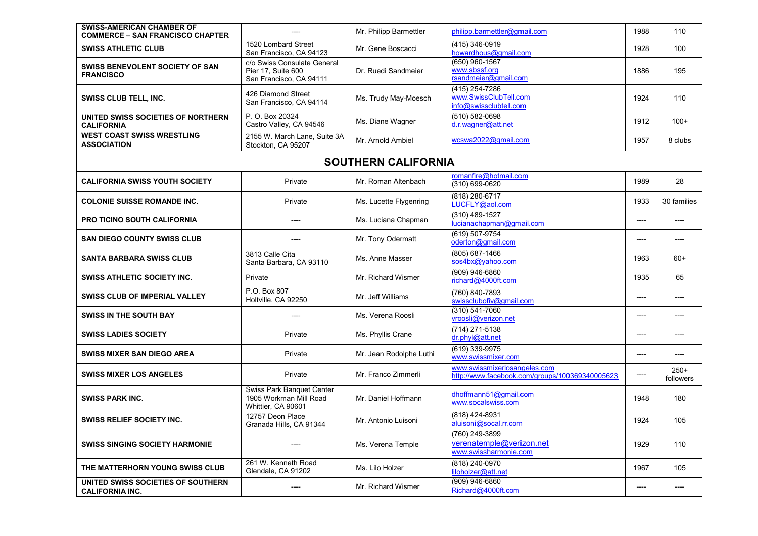| | | | | | |
|---|---|---|---|---|---|
| **SWISS-AMERICAN CHAMBER OF COMMERCE – SAN FRANCISCO CHAPTER** | ---- | Mr. Philipp Barmettler | philipp.barmettler@gmail.com | 1988 | 110 |
| **SWISS ATHLETIC CLUB** | 1520 Lombard Street<br>San Francisco, CA 94123 | Mr. Gene Boscacci | (415) 346-0919<br>howardhous@gmail.com | 1928 | 100 |
| **SWISS BENEVOLENT SOCIETY OF SAN FRANCISCO** | c/o Swiss Consulate General<br>Pier 17, Suite 600<br>San Francisco, CA 94111 | Dr. Ruedi Sandmeier | (650) 960-1567<br>www.sbssf.org<br>rsandmeier@gmail.com | 1886 | 195 |
| **SWISS CLUB TELL, INC.** | 426 Diamond Street<br>San Francisco, CA 94114 | Ms. Trudy May-Moesch | (415) 254-7286<br>www.SwissClubTell.com<br>info@swissclubtell.com | 1924 | 110 |
| **UNITED SWISS SOCIETIES OF NORTHERN CALIFORNIA** | P. O. Box 20324<br>Castro Valley, CA 94546 | Ms. Diane Wagner | (510) 582-0698<br>d.r.wagner@att.net | 1912 | 100+ |
| **WEST COAST SWISS WRESTLING ASSOCIATION** | 2155 W. March Lane, Suite 3A<br>Stockton, CA 95207 | Mr. Arnold Ambiel | wcswa2022@gmail.com | 1957 | 8 clubs |
| | | **SOUTHERN CALIFORNIA** | | | |
| **CALIFORNIA SWISS YOUTH SOCIETY** | Private | Mr. Roman Altenbach | romanfire@hotmail.com<br>(310) 699-0620 | 1989 | 28 |
| **COLONIE SUISSE ROMANDE INC.** | Private | Ms. Lucette Flygenring | (818) 280-6717<br>LUCFLY@aol.com | 1933 | 30 families |
| **PRO TICINO SOUTH CALIFORNIA** | ---- | Ms. Luciana Chapman | (310) 489-1527<br>lucianachapman@gmail.com | ---- | ---- |
| **SAN DIEGO COUNTY SWISS CLUB** | ---- | Mr. Tony Odermatt | (619) 507-9754<br>oderton@gmail.com | ---- | ---- |
| **SANTA BARBARA SWISS CLUB** | 3813 Calle Cita<br>Santa Barbara, CA 93110 | Ms. Anne Masser | (805) 687-1466<br>sos4bx@yahoo.com | 1963 | 60+ |
| **SWISS ATHLETIC SOCIETY INC.** | Private | Mr. Richard Wismer | (909) 946-6860<br>richard@4000ft.com | 1935 | 65 |
| **SWISS CLUB OF IMPERIAL VALLEY** | P.O. Box 807<br>Holtville, CA 92250 | Mr. Jeff Williams | (760) 840-7893<br>swissclubofiv@gmail.com | ---- | ---- |
| **SWISS IN THE SOUTH BAY** | ---- | Ms. Verena Roosli | (310) 541-7060<br>vroosli@verizon.net | ---- | ---- |
| **SWISS LADIES SOCIETY** | Private | Ms. Phyllis Crane | (714) 271-5138<br>dr.phyl@att.net | ---- | ---- |
| **SWISS MIXER SAN DIEGO AREA** | Private | Mr. Jean Rodolphe Luthi | (619) 339-9975<br>www.swissmixer.com | ---- | ---- |
| **SWISS MIXER LOS ANGELES** | Private | Mr. Franco Zimmerli | www.swissmixerlosangeles.com<br>http://www.facebook.com/groups/100369340005623 | ---- | 250+ followers |
| **SWISS PARK INC.** | Swiss Park Banquet Center<br>1905 Workman Mill Road<br>Whittier, CA 90601 | Mr. Daniel Hoffmann | dhoffmann51@gmail.com<br>www.socalswiss.com | 1948 | 180 |
| **SWISS RELIEF SOCIETY INC.** | 12757 Deon Place<br>Granada Hills, CA 91344 | Mr. Antonio Luisoni | (818) 424-8931<br>aluisoni@socal.rr.com | 1924 | 105 |
| **SWISS SINGING SOCIETY HARMONIE** | ---- | Ms. Verena Temple | (760) 249-3899<br>verenatemple@verizon.net<br>www.swissharmonie.com | 1929 | 110 |
| **THE MATTERHORN YOUNG SWISS CLUB** | 261 W. Kenneth Road<br>Glendale, CA 91202 | Ms. Lilo Holzer | (818) 240-0970<br>liloholzer@att.net | 1967 | 105 |
| **UNITED SWISS SOCIETIES OF SOUTHERN CALIFORNIA INC.** | ---- | Mr. Richard Wismer | (909) 946-6860<br>Richard@4000ft.com | ---- | ---- |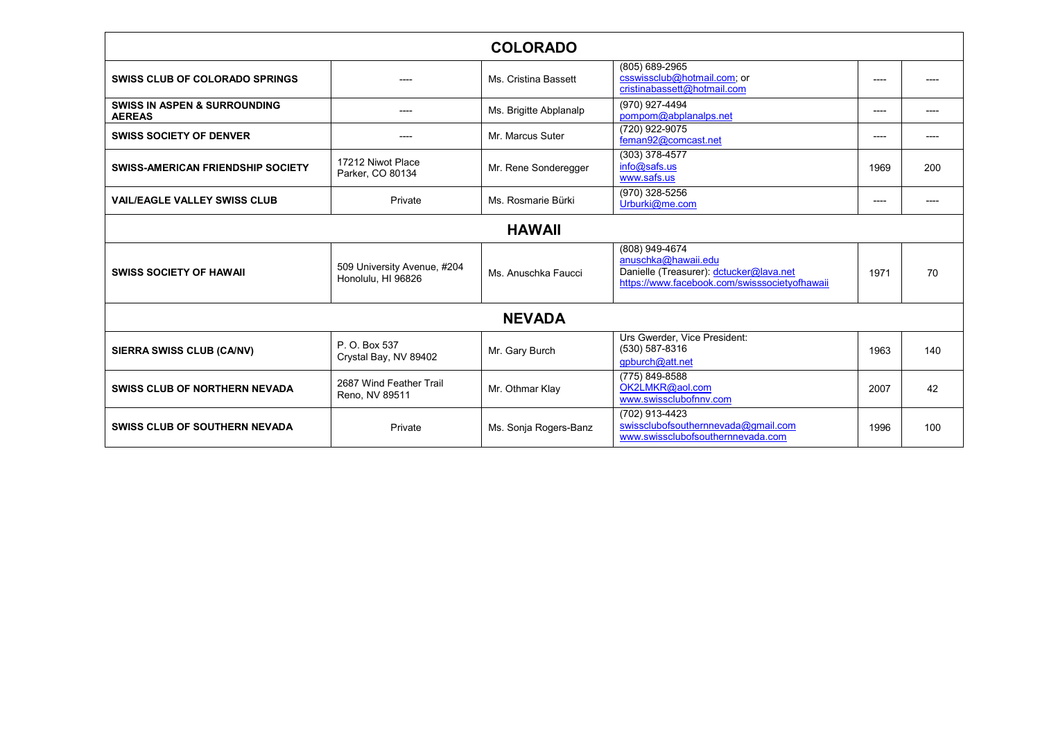| | | | | | |
|---|---|---|---|---|---|
| **COLORADO** | | | | | |
| **SWISS CLUB OF COLORADO SPRINGS** | ---- | Ms. Cristina Bassett | (805) 689-2965<br>csswissclub@hotmail.com; or<br>cristinabassett@hotmail.com | ---- | ---- |
| **SWISS IN ASPEN & SURROUNDING AEREAS** | ---- | Ms. Brigitte Abplanalp | (970) 927-4494<br>pompom@abplanalps.net | ---- | ---- |
| **SWISS SOCIETY OF DENVER** | ---- | Mr. Marcus Suter | (720) 922-9075<br>feman92@comcast.net | ---- | ---- |
| **SWISS-AMERICAN FRIENDSHIP SOCIETY** | 17212 Niwot Place<br>Parker, CO 80134 | Mr. Rene Sonderegger | (303) 378-4577<br>info@safs.us<br>www.safs.us | 1969 | 200 |
| **VAIL/EAGLE VALLEY SWISS CLUB** | Private | Ms. Rosmarie Bürki | (970) 328-5256<br>Urburki@me.com | ---- | ---- |
| **HAWAII** | | | | | |
| **SWISS SOCIETY OF HAWAII** | 509 University Avenue, #204<br>Honolulu, HI 96826 | Ms. Anuschka Faucci | (808) 949-4674<br>anuschka@hawaii.edu<br>Danielle (Treasurer): dctucker@lava.net<br>https://www.facebook.com/swisssocietyofhawaii | 1971 | 70 |
| **NEVADA** | | | | | |
| **SIERRA SWISS CLUB (CA/NV)** | P. O. Box 537<br>Crystal Bay, NV 89402 | Mr. Gary Burch | Urs Gwerder, Vice President:<br>(530) 587-8316<br>gpburch@att.net | 1963 | 140 |
| **SWISS CLUB OF NORTHERN NEVADA** | 2687 Wind Feather Trail<br>Reno, NV 89511 | Mr. Othmar Klay | (775) 849-8588<br>OK2LMKR@aol.com<br>www.swissclubofnnv.com | 2007 | 42 |
| **SWISS CLUB OF SOUTHERN NEVADA** | Private | Ms. Sonja Rogers-Banz | (702) 913-4423<br>swissclubofsouthernnevada@gmail.com<br>www.swissclubofsouthernnevada.com | 1996 | 100 |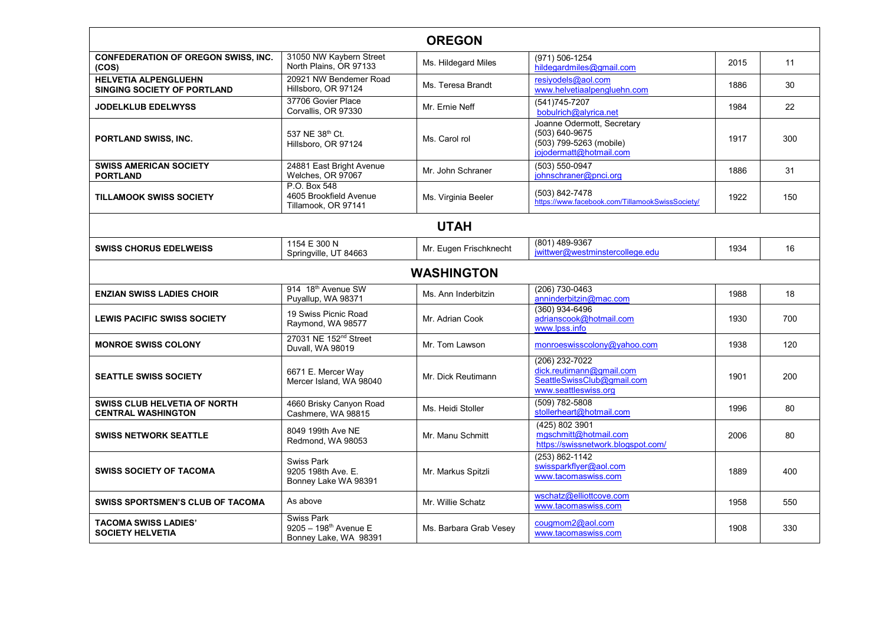| | | | | | |
|---|---|---|---|---|---|
| **OREGON** | | | | | |
| **CONFEDERATION OF OREGON SWISS, INC. (COS)** | 31050 NW Kaybern Street<br>North Plains, OR 97133 | Ms. Hildegard Miles | (971) 506-1254<br>hildegardmiles@gmail.com | 2015 | 11 |
| **HELVETIA ALPENGLUEHN SINGING SOCIETY OF PORTLAND** | 20921 NW Bendemer Road<br>Hillsboro, OR 97124 | Ms. Teresa Brandt | resiyodels@aol.com<br>www.helvetiaalpengluehn.com | 1886 | 30 |
| **JODELKLUB EDELWYSS** | 37706 Govier Place<br>Corvallis, OR 97330 | Mr. Ernie Neff | (541)745-7207<br>bobulrich@alyrica.net | 1984 | 22 |
| **PORTLAND SWISS, INC.** | 537 NE 38th Ct.<br>Hillsboro, OR 97124 | Ms. Carol rol | Joanne Odermott, Secretary<br>(503) 640-9675<br>(503) 799-5263 (mobile)<br>jojodermatt@hotmail.com | 1917 | 300 |
| **SWISS AMERICAN SOCIETY PORTLAND** | 24881 East Bright Avenue<br>Welches, OR 97067 | Mr. John Schraner | (503) 550-0947<br>johnschraner@pnci.org | 1886 | 31 |
| **TILLAMOOK SWISS SOCIETY** | P.O. Box 548<br>4605 Brookfield Avenue<br>Tillamook, OR 97141 | Ms. Virginia Beeler | (503) 842-7478<br>https://www.facebook.com/TillamookSwissSociety/ | 1922 | 150 |
| **UTAH** | | | | | |
| **SWISS CHORUS EDELWEISS** | 1154 E 300 N<br>Springville, UT 84663 | Mr. Eugen Frischknecht | (801) 489-9367<br>jwittwer@westminstercollege.edu | 1934 | 16 |
| **WASHINGTON** | | | | | |
| **ENZIAN SWISS LADIES CHOIR** | 914 18th Avenue SW<br>Puyallup, WA 98371 | Ms. Ann Inderbitzin | (206) 730-0463<br>anninderbitzin@mac.com | 1988 | 18 |
| **LEWIS PACIFIC SWISS SOCIETY** | 19 Swiss Picnic Road<br>Raymond, WA 98577 | Mr. Adrian Cook | (360) 934-6496<br>adrianscook@hotmail.com<br>www.lpss.info | 1930 | 700 |
| **MONROE SWISS COLONY** | 27031 NE 152nd Street<br>Duvall, WA 98019 | Mr. Tom Lawson | monroeswisscolony@yahoo.com | 1938 | 120 |
| **SEATTLE SWISS SOCIETY** | 6671 E. Mercer Way<br>Mercer Island, WA 98040 | Mr. Dick Reutimann | (206) 232-7022<br>dick.reutimann@gmail.com<br>SeattleSwissClub@gmail.com<br>www.seattleswiss.org | 1901 | 200 |
| **SWISS CLUB HELVETIA OF NORTH CENTRAL WASHINGTON** | 4660 Brisky Canyon Road<br>Cashmere, WA 98815 | Ms. Heidi Stoller | (509) 782-5808<br>stollerheart@hotmail.com | 1996 | 80 |
| **SWISS NETWORK SEATTLE** | 8049 199th Ave NE<br>Redmond, WA 98053 | Mr. Manu Schmitt | (425) 802 3901<br>mgschmitt@hotmail.com<br>https://swissnetwork.blogspot.com/ | 2006 | 80 |
| **SWISS SOCIETY OF TACOMA** | Swiss Park<br>9205 198th Ave. E.<br>Bonney Lake WA 98391 | Mr. Markus Spitzli | (253) 862-1142<br>swissparkflyer@aol.com<br>www.tacomaswiss.com | 1889 | 400 |
| **SWISS SPORTSMEN'S CLUB OF TACOMA** | As above | Mr. Willie Schatz | wschatz@elliottcove.com<br>www.tacomaswiss.com | 1958 | 550 |
| **TACOMA SWISS LADIES' SOCIETY HELVETIA** | Swiss Park<br>9205 – 198th Avenue E<br>Bonney Lake, WA 98391 | Ms. Barbara Grab Vesey | cougmom2@aol.com<br>www.tacomaswiss.com | 1908 | 330 |